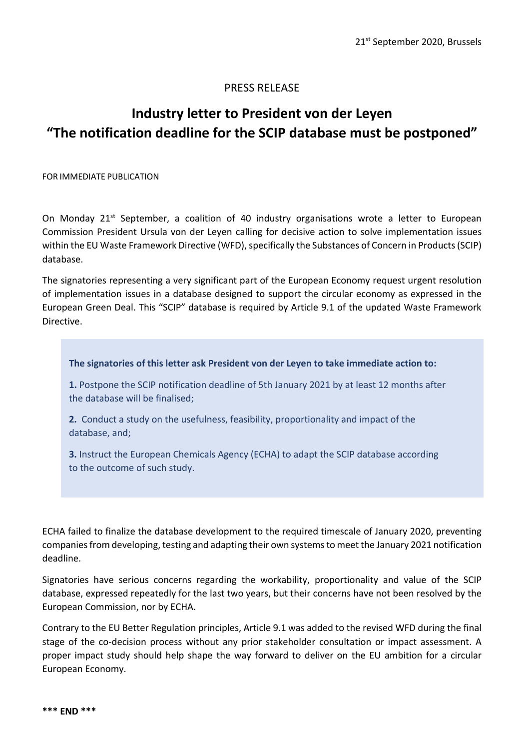21st September 2020, Brussels

PRESS RELEASE

# Industry letter to President von der Leyen "The notification deadline for the SCIP database must be postponed"

FOR IMMEDIATE PUBLICATION

On Monday 21st September, a coalition of 40 industry organisations wrote a letter to European Commission President Ursula von der Leyen calling for decisive action to solve implementation issues within the EU Waste Framework Directive (WFD), specifically the Substances of Concern in Products (SCIP) database.

The signatories representing a very significant part of the European Economy request urgent resolution of implementation issues in a database designed to support the circular economy as expressed in the European Green Deal. This "SCIP" database is required by Article 9.1 of the updated Waste Framework Directive.

**The signatories of this letter ask President von der Leyen to take immediate action to:**

**1.** Postpone the SCIP notification deadline of 5th January 2021 by at least 12 months after the database will be finalised;

**2.** Conduct a study on the usefulness, feasibility, proportionality and impact of the database, and;

**3.** Instruct the European Chemicals Agency (ECHA) to adapt the SCIP database according to the outcome of such study.

ECHA failed to finalize the database development to the required timescale of January 2020, preventing companies from developing, testing and adapting their own systems to meet the January 2021 notification deadline.

Signatories have serious concerns regarding the workability, proportionality and value of the SCIP database, expressed repeatedly for the last two years, but their concerns have not been resolved by the European Commission, nor by ECHA.

Contrary to the EU Better Regulation principles, Article 9.1 was added to the revised WFD during the final stage of the co-decision process without any prior stakeholder consultation or impact assessment. A proper impact study should help shape the way forward to deliver on the EU ambition for a circular European Economy.

**\*\*\* END \*\*\***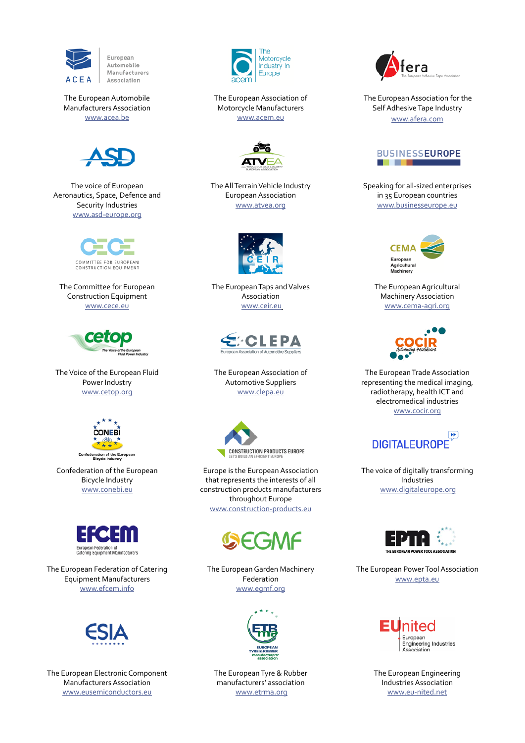European Automobile Manufacturers Association
ACEA

The European Automobile Manufacturers Association
www.acea.be

The Motorcycle Industry in Europe
acem

The European Association of Motorcycle Manufacturers
www.acem.eu

Afera
The European Adhesive Tape Association

The European Association for the Self Adhesive Tape Industry
www.afera.com

ASD

The voice of European Aeronautics, Space, Defence and Security Industries
www.asd-europe.org

ATVEA
ALL TERRAIN VEHICLE INDUSTRY EUROPEAN ASSOCIATION

The All Terrain Vehicle Industry European Association
www.atvea.org

BUSINESSEUROPE

Speaking for all-sized enterprises in 35 European countries
www.businesseurope.eu

CECE
COMMITTEE FOR EUROPEAN CONSTRUCTION EQUIPMENT

The Committee for European Construction Equipment
www.cece.eu

CEIR

The European Taps and Valves Association
www.ceir.eu

CEMA
European Agricultural Machinery

The European Agricultural Machinery Association
www.cema-agri.org

cetop
The Voice of the European Fluid Power Industry

The Voice of the European Fluid Power Industry
www.cetop.org

CLEPA
European Association of Automotive Suppliers

The European Association of Automotive Suppliers
www.clepa.eu

COCIR
Advancing healthcare

The European Trade Association representing the medical imaging, radiotherapy, health ICT and electromedical industries
www.cocir.org

CONEBI
Confederation of the European Bicycle Industry

Confederation of the European Bicycle Industry
www.conebi.eu

CONSTRUCTION PRODUCTS EUROPE
LET'S BUILD AN EFFICIENT EUROPE

Europe is the European Association that represents the interests of all construction products manufacturers throughout Europe
www.construction-products.eu

DIGITALEUROPE

The voice of digitally transforming Industries
www.digitaleurope.org

EFCEM
European Federation of Catering Equipment Manufacturers

The European Federation of Catering Equipment Manufacturers
www.efcem.info

EGMF

The European Garden Machinery Federation
www.egmf.org

EPTA
THE EUROPEAN POWER TOOL ASSOCIATION

The European Power Tool Association
www.epta.eu

ESIA

The European Electronic Component Manufacturers Association
www.eusemiconductors.eu

ETRma
EUROPEAN TYRE & RUBBER manufacturers' association

The European Tyre & Rubber manufacturers' association
www.etrma.org

EUnited
European Engineering Industries Association

The European Engineering Industries Association
www.eu-nited.net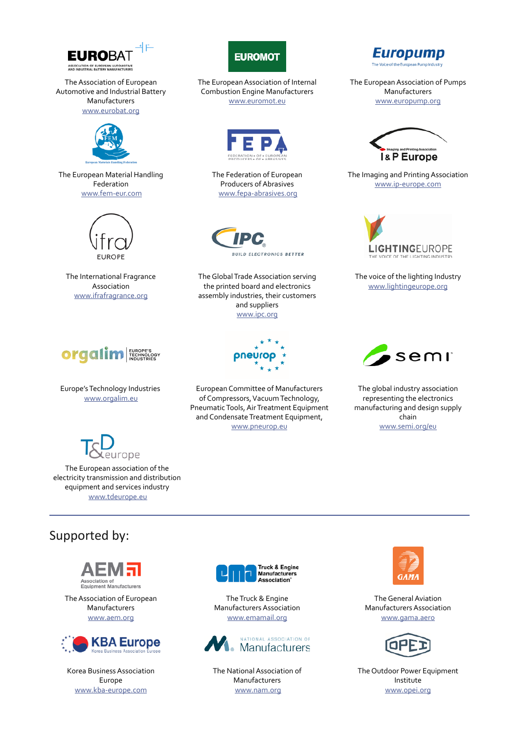EUROBAT

The Association of European Automotive and Industrial Battery Manufacturers
www.eurobat.org

EUROMOT

The European Association of Internal Combustion Engine Manufacturers
www.euromot.eu

Europump

The European Association of Pumps Manufacturers
www.europump.org

The European Material Handling Federation
www.fem-eur.com

FEPA

The Federation of European Producers of Abrasives
www.fepa-abrasives.org

I&P Europe

The Imaging and Printing Association
www.ip-europe.com

ifra EUROPE

The International Fragrance Association
www.ifrafragrance.org

IPC

The Global Trade Association serving the printed board and electronics assembly industries, their customers and suppliers
www.ipc.org

LIGHTINGEUROPE

The voice of the lighting Industry
www.lightingeurope.org

orgalim

Europe's Technology Industries
www.orgalim.eu

pneurop

European Committee of Manufacturers of Compressors, Vacuum Technology, Pneumatic Tools, Air Treatment Equipment and Condensate Treatment Equipment,
www.pneurop.eu

semi

The global industry association representing the electronics manufacturing and design supply chain
www.semi.org/eu

T&D europe

The European association of the electricity transmission and distribution equipment and services industry
www.tdeurope.eu

---

## Supported by:

AEM

The Association of European Manufacturers
www.aem.org

EMA

The Truck & Engine Manufacturers Association
www.emamail.org

GAMA

The General Aviation Manufacturers Association
www.gama.aero

KBA Europe

Korea Business Association Europe
www.kba-europe.com

National Association of Manufacturers

The National Association of Manufacturers
www.nam.org

OPEI

The Outdoor Power Equipment Institute
www.opei.org